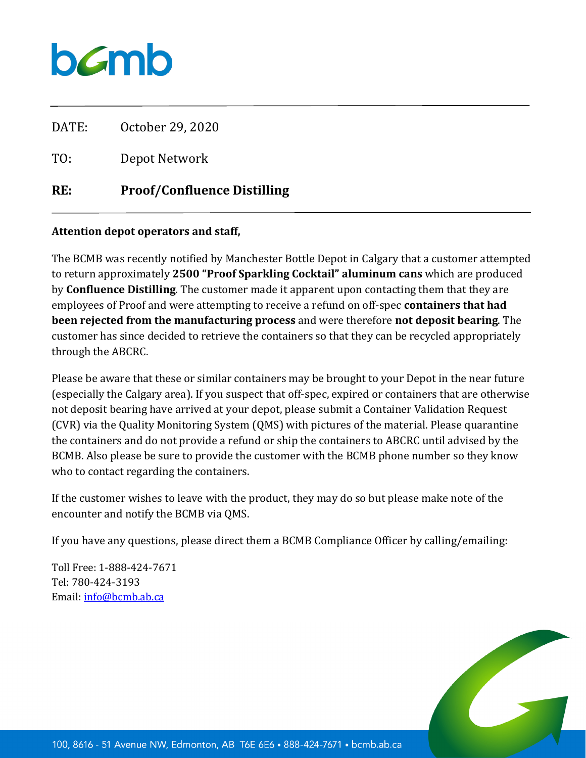bcmb

DATE: October 29, 2020

TO: Depot Network

**RE: Proof/Confluence Distilling**

**Attention depot operators and staff,**

The BCMB was recently notified by Manchester Bottle Depot in Calgary that a customer attempted to return approximately **2500 "Proof Sparkling Cocktail" aluminum cans** which are produced by **Confluence Distilling**. The customer made it apparent upon contacting them that they are employees of Proof and were attempting to receive a refund on off-spec **containers that had been rejected from the manufacturing process** and were therefore **not deposit bearing**. The customer has since decided to retrieve the containers so that they can be recycled appropriately through the ABCRC.

Please be aware that these or similar containers may be brought to your Depot in the near future (especially the Calgary area). If you suspect that off-spec, expired or containers that are otherwise not deposit bearing have arrived at your depot, please submit a Container Validation Request (CVR) via the Quality Monitoring System (QMS) with pictures of the material. Please quarantine the containers and do not provide a refund or ship the containers to ABCRC until advised by the BCMB. Also please be sure to provide the customer with the BCMB phone number so they know who to contact regarding the containers.

If the customer wishes to leave with the product, they may do so but please make note of the encounter and notify the BCMB via QMS.

If you have any questions, please direct them a BCMB Compliance Officer by calling/emailing:

Toll Free: 1-888-424-7671
Tel: 780-424-3193
Email: info@bcmb.ab.ca

100, 8616 - 51 Avenue NW, Edmonton, AB T6E 6E6 • 888-424-7671 • bcmb.ab.ca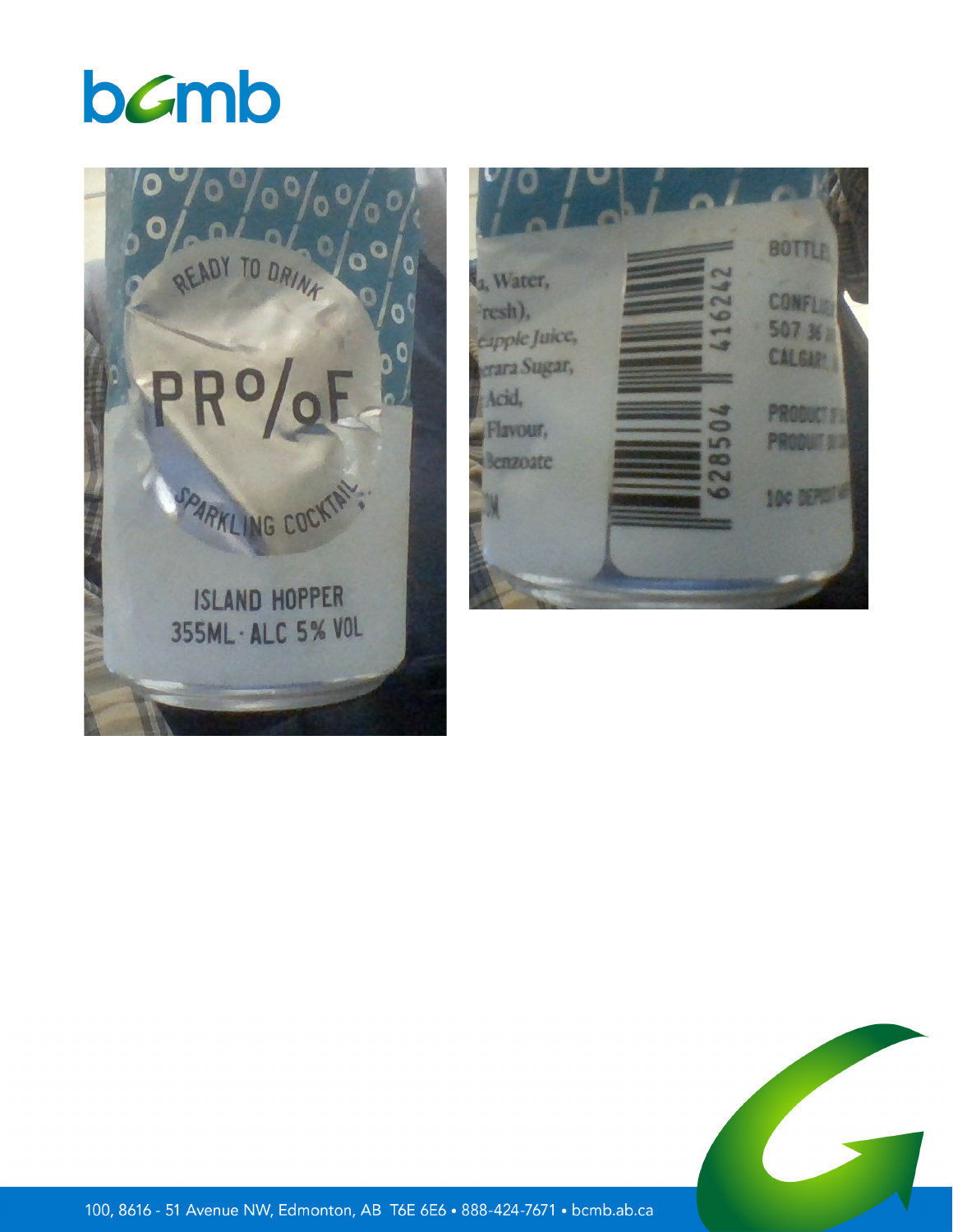READY TO DRINK

PRO/OF

SPARKLING COCKTAIL

ISLAND HOPPER
355ML · ALC 5% VOL

, Water,
resh),
apple Juice,
rara Sugar,
Acid,
Flavour,
Benzoate

628504 416242

BOTTLE

CONFL
507 36
CALGAR

PRODUCT
PRODUIT

10¢ DEPOS